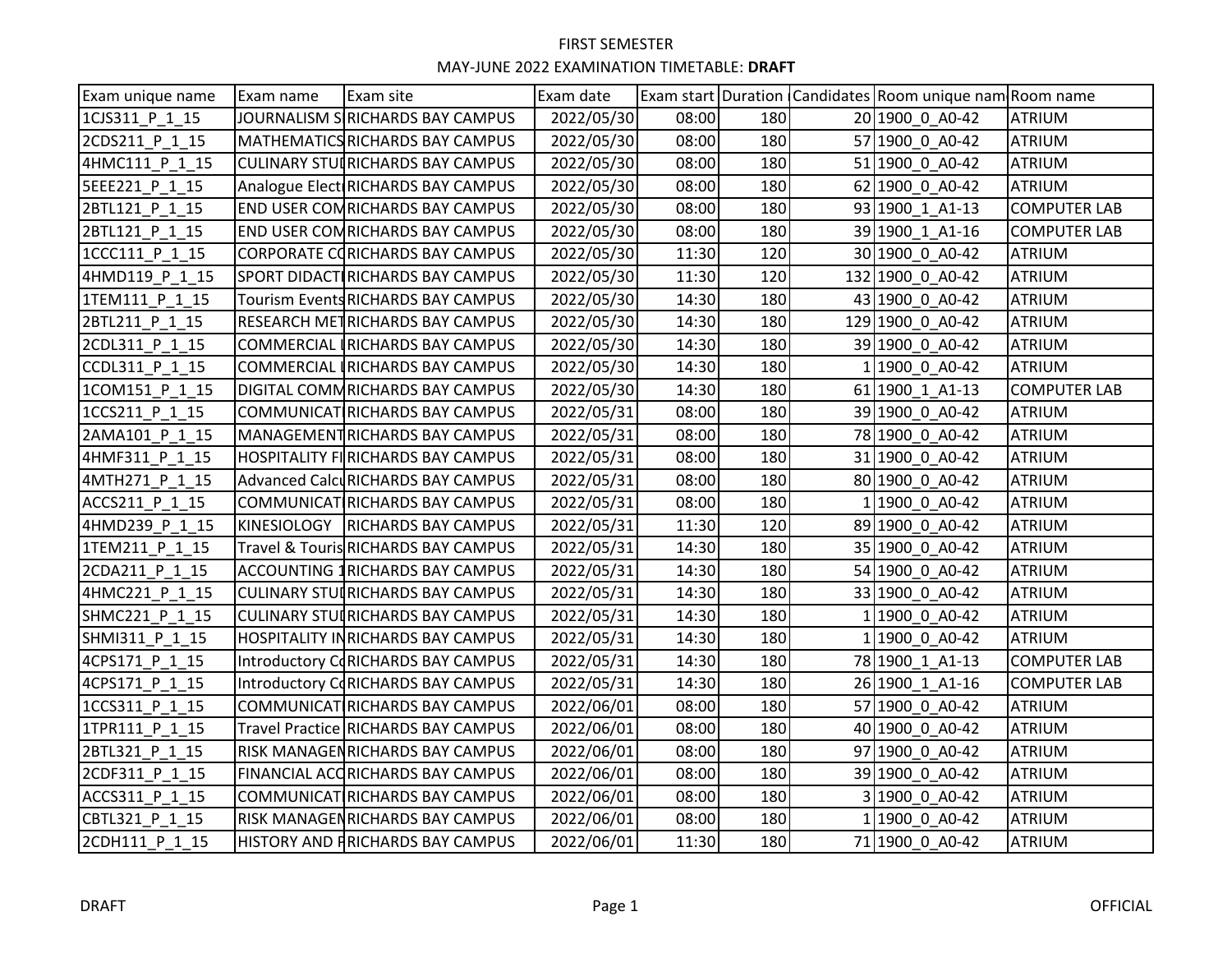FIRST SEMESTER

MAY-JUNE 2022 EXAMINATION TIMETABLE: **DRAFT**

| Exam unique name | Exam name | Exam site | Exam date | Exam start | Duration | Candidates | Room unique nam | Room name |
|---|---|---|---|---|---|---|---|---|
| 1CJS311_P_1_15 | JOURNALISM S | RICHARDS BAY CAMPUS | 2022/05/30 | 08:00 | 180 | 20 | 1900_0_A0-42 | ATRIUM |
| 2CDS211_P_1_15 | MATHEMATICS | RICHARDS BAY CAMPUS | 2022/05/30 | 08:00 | 180 | 57 | 1900_0_A0-42 | ATRIUM |
| 4HMC111_P_1_15 | CULINARY STU | RICHARDS BAY CAMPUS | 2022/05/30 | 08:00 | 180 | 51 | 1900_0_A0-42 | ATRIUM |
| 5EEE221_P_1_15 | Analogue Elect | RICHARDS BAY CAMPUS | 2022/05/30 | 08:00 | 180 | 62 | 1900_0_A0-42 | ATRIUM |
| 2BTL121_P_1_15 | END USER COM | RICHARDS BAY CAMPUS | 2022/05/30 | 08:00 | 180 | 93 | 1900_1_A1-13 | COMPUTER LAB |
| 2BTL121_P_1_15 | END USER COM | RICHARDS BAY CAMPUS | 2022/05/30 | 08:00 | 180 | 39 | 1900_1_A1-16 | COMPUTER LAB |
| 1CCC111_P_1_15 | CORPORATE C | RICHARDS BAY CAMPUS | 2022/05/30 | 11:30 | 120 | 30 | 1900_0_A0-42 | ATRIUM |
| 4HMD119_P_1_15 | SPORT DIDACT | RICHARDS BAY CAMPUS | 2022/05/30 | 11:30 | 120 | 132 | 1900_0_A0-42 | ATRIUM |
| 1TEM111_P_1_15 | Tourism Events | RICHARDS BAY CAMPUS | 2022/05/30 | 14:30 | 180 | 43 | 1900_0_A0-42 | ATRIUM |
| 2BTL211_P_1_15 | RESEARCH MET | RICHARDS BAY CAMPUS | 2022/05/30 | 14:30 | 180 | 129 | 1900_0_A0-42 | ATRIUM |
| 2CDL311_P_1_15 | COMMERCIAL | RICHARDS BAY CAMPUS | 2022/05/30 | 14:30 | 180 | 39 | 1900_0_A0-42 | ATRIUM |
| CCDL311_P_1_15 | COMMERCIAL | RICHARDS BAY CAMPUS | 2022/05/30 | 14:30 | 180 | 1 | 1900_0_A0-42 | ATRIUM |
| 1COM151_P_1_15 | DIGITAL COMM | RICHARDS BAY CAMPUS | 2022/05/30 | 14:30 | 180 | 61 | 1900_1_A1-13 | COMPUTER LAB |
| 1CCS211_P_1_15 | COMMUNICAT | RICHARDS BAY CAMPUS | 2022/05/31 | 08:00 | 180 | 39 | 1900_0_A0-42 | ATRIUM |
| 2AMA101_P_1_15 | MANAGEMENT | RICHARDS BAY CAMPUS | 2022/05/31 | 08:00 | 180 | 78 | 1900_0_A0-42 | ATRIUM |
| 4HMF311_P_1_15 | HOSPITALITY FI | RICHARDS BAY CAMPUS | 2022/05/31 | 08:00 | 180 | 31 | 1900_0_A0-42 | ATRIUM |
| 4MTH271_P_1_15 | Advanced Calc | RICHARDS BAY CAMPUS | 2022/05/31 | 08:00 | 180 | 80 | 1900_0_A0-42 | ATRIUM |
| ACCS211_P_1_15 | COMMUNICAT | RICHARDS BAY CAMPUS | 2022/05/31 | 08:00 | 180 | 1 | 1900_0_A0-42 | ATRIUM |
| 4HMD239_P_1_15 | KINESIOLOGY | RICHARDS BAY CAMPUS | 2022/05/31 | 11:30 | 120 | 89 | 1900_0_A0-42 | ATRIUM |
| 1TEM211_P_1_15 | Travel & Touris | RICHARDS BAY CAMPUS | 2022/05/31 | 14:30 | 180 | 35 | 1900_0_A0-42 | ATRIUM |
| 2CDA211_P_1_15 | ACCOUNTING 1 | RICHARDS BAY CAMPUS | 2022/05/31 | 14:30 | 180 | 54 | 1900_0_A0-42 | ATRIUM |
| 4HMC221_P_1_15 | CULINARY STU | RICHARDS BAY CAMPUS | 2022/05/31 | 14:30 | 180 | 33 | 1900_0_A0-42 | ATRIUM |
| SHMC221_P_1_15 | CULINARY STU | RICHARDS BAY CAMPUS | 2022/05/31 | 14:30 | 180 | 1 | 1900_0_A0-42 | ATRIUM |
| SHMI311_P_1_15 | HOSPITALITY IN | RICHARDS BAY CAMPUS | 2022/05/31 | 14:30 | 180 | 1 | 1900_0_A0-42 | ATRIUM |
| 4CPS171_P_1_15 | Introductory C | RICHARDS BAY CAMPUS | 2022/05/31 | 14:30 | 180 | 78 | 1900_1_A1-13 | COMPUTER LAB |
| 4CPS171_P_1_15 | Introductory C | RICHARDS BAY CAMPUS | 2022/05/31 | 14:30 | 180 | 26 | 1900_1_A1-16 | COMPUTER LAB |
| 1CCS311_P_1_15 | COMMUNICAT | RICHARDS BAY CAMPUS | 2022/06/01 | 08:00 | 180 | 57 | 1900_0_A0-42 | ATRIUM |
| 1TPR111_P_1_15 | Travel Practice | RICHARDS BAY CAMPUS | 2022/06/01 | 08:00 | 180 | 40 | 1900_0_A0-42 | ATRIUM |
| 2BTL321_P_1_15 | RISK MANAGEM | RICHARDS BAY CAMPUS | 2022/06/01 | 08:00 | 180 | 97 | 1900_0_A0-42 | ATRIUM |
| 2CDF311_P_1_15 | FINANCIAL ACC | RICHARDS BAY CAMPUS | 2022/06/01 | 08:00 | 180 | 39 | 1900_0_A0-42 | ATRIUM |
| ACCS311_P_1_15 | COMMUNICAT | RICHARDS BAY CAMPUS | 2022/06/01 | 08:00 | 180 | 3 | 1900_0_A0-42 | ATRIUM |
| CBTL321_P_1_15 | RISK MANAGEM | RICHARDS BAY CAMPUS | 2022/06/01 | 08:00 | 180 | 1 | 1900_0_A0-42 | ATRIUM |
| 2CDH111_P_1_15 | HISTORY AND P | RICHARDS BAY CAMPUS | 2022/06/01 | 11:30 | 180 | 71 | 1900_0_A0-42 | ATRIUM |

DRAFT

OFFICIAL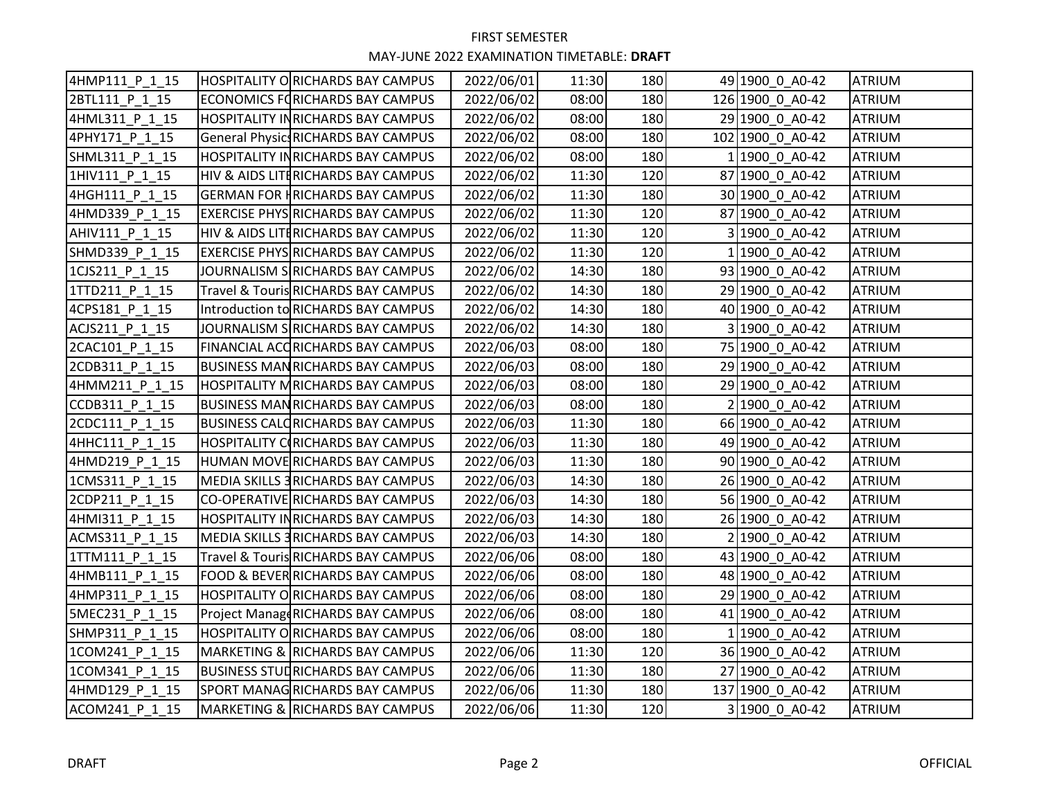FIRST SEMESTER

MAY-JUNE 2022 EXAMINATION TIMETABLE: **DRAFT**

| | | | | | | | | |
|---|---|---|---|---|---|---|---|---|
| 4HMP111_P_1_15 | HOSPITALITY O | RICHARDS BAY CAMPUS | 2022/06/01 | 11:30 | 180 | 49 | 1900_0_A0-42 | ATRIUM |
| 2BTL111_P_1_15 | ECONOMICS FC | RICHARDS BAY CAMPUS | 2022/06/02 | 08:00 | 180 | 126 | 1900_0_A0-42 | ATRIUM |
| 4HML311_P_1_15 | HOSPITALITY IN | RICHARDS BAY CAMPUS | 2022/06/02 | 08:00 | 180 | 29 | 1900_0_A0-42 | ATRIUM |
| 4PHY171_P_1_15 | General Physics | RICHARDS BAY CAMPUS | 2022/06/02 | 08:00 | 180 | 102 | 1900_0_A0-42 | ATRIUM |
| SHML311_P_1_15 | HOSPITALITY IN | RICHARDS BAY CAMPUS | 2022/06/02 | 08:00 | 180 | 1 | 1900_0_A0-42 | ATRIUM |
| 1HIV111_P_1_15 | HIV & AIDS LITE | RICHARDS BAY CAMPUS | 2022/06/02 | 11:30 | 120 | 87 | 1900_0_A0-42 | ATRIUM |
| 4HGH111_P_1_15 | GERMAN FOR H | RICHARDS BAY CAMPUS | 2022/06/02 | 11:30 | 180 | 30 | 1900_0_A0-42 | ATRIUM |
| 4HMD339_P_1_15 | EXERCISE PHYS | RICHARDS BAY CAMPUS | 2022/06/02 | 11:30 | 120 | 87 | 1900_0_A0-42 | ATRIUM |
| AHIV111_P_1_15 | HIV & AIDS LITE | RICHARDS BAY CAMPUS | 2022/06/02 | 11:30 | 120 | 3 | 1900_0_A0-42 | ATRIUM |
| SHMD339_P_1_15 | EXERCISE PHYS | RICHARDS BAY CAMPUS | 2022/06/02 | 11:30 | 120 | 1 | 1900_0_A0-42 | ATRIUM |
| 1CJS211_P_1_15 | JOURNALISM S | RICHARDS BAY CAMPUS | 2022/06/02 | 14:30 | 180 | 93 | 1900_0_A0-42 | ATRIUM |
| 1TTD211_P_1_15 | Travel & Touris | RICHARDS BAY CAMPUS | 2022/06/02 | 14:30 | 180 | 29 | 1900_0_A0-42 | ATRIUM |
| 4CPS181_P_1_15 | Introduction to | RICHARDS BAY CAMPUS | 2022/06/02 | 14:30 | 180 | 40 | 1900_0_A0-42 | ATRIUM |
| ACJS211_P_1_15 | JOURNALISM S | RICHARDS BAY CAMPUS | 2022/06/02 | 14:30 | 180 | 3 | 1900_0_A0-42 | ATRIUM |
| 2CAC101_P_1_15 | FINANCIAL ACC | RICHARDS BAY CAMPUS | 2022/06/03 | 08:00 | 180 | 75 | 1900_0_A0-42 | ATRIUM |
| 2CDB311_P_1_15 | BUSINESS MAN | RICHARDS BAY CAMPUS | 2022/06/03 | 08:00 | 180 | 29 | 1900_0_A0-42 | ATRIUM |
| 4HMM211_P_1_15 | HOSPITALITY M | RICHARDS BAY CAMPUS | 2022/06/03 | 08:00 | 180 | 29 | 1900_0_A0-42 | ATRIUM |
| CCDB311_P_1_15 | BUSINESS MAN | RICHARDS BAY CAMPUS | 2022/06/03 | 08:00 | 180 | 2 | 1900_0_A0-42 | ATRIUM |
| 2CDC111_P_1_15 | BUSINESS CALC | RICHARDS BAY CAMPUS | 2022/06/03 | 11:30 | 180 | 66 | 1900_0_A0-42 | ATRIUM |
| 4HHC111_P_1_15 | HOSPITALITY C | RICHARDS BAY CAMPUS | 2022/06/03 | 11:30 | 180 | 49 | 1900_0_A0-42 | ATRIUM |
| 4HMD219_P_1_15 | HUMAN MOVE | RICHARDS BAY CAMPUS | 2022/06/03 | 11:30 | 180 | 90 | 1900_0_A0-42 | ATRIUM |
| 1CMS311_P_1_15 | MEDIA SKILLS 3 | RICHARDS BAY CAMPUS | 2022/06/03 | 14:30 | 180 | 26 | 1900_0_A0-42 | ATRIUM |
| 2CDP211_P_1_15 | CO-OPERATIVE | RICHARDS BAY CAMPUS | 2022/06/03 | 14:30 | 180 | 56 | 1900_0_A0-42 | ATRIUM |
| 4HMI311_P_1_15 | HOSPITALITY IN | RICHARDS BAY CAMPUS | 2022/06/03 | 14:30 | 180 | 26 | 1900_0_A0-42 | ATRIUM |
| ACMS311_P_1_15 | MEDIA SKILLS 3 | RICHARDS BAY CAMPUS | 2022/06/03 | 14:30 | 180 | 2 | 1900_0_A0-42 | ATRIUM |
| 1TTM111_P_1_15 | Travel & Touris | RICHARDS BAY CAMPUS | 2022/06/06 | 08:00 | 180 | 43 | 1900_0_A0-42 | ATRIUM |
| 4HMB111_P_1_15 | FOOD & BEVER | RICHARDS BAY CAMPUS | 2022/06/06 | 08:00 | 180 | 48 | 1900_0_A0-42 | ATRIUM |
| 4HMP311_P_1_15 | HOSPITALITY O | RICHARDS BAY CAMPUS | 2022/06/06 | 08:00 | 180 | 29 | 1900_0_A0-42 | ATRIUM |
| 5MEC231_P_1_15 | Project Manage | RICHARDS BAY CAMPUS | 2022/06/06 | 08:00 | 180 | 41 | 1900_0_A0-42 | ATRIUM |
| SHMP311_P_1_15 | HOSPITALITY O | RICHARDS BAY CAMPUS | 2022/06/06 | 08:00 | 180 | 1 | 1900_0_A0-42 | ATRIUM |
| 1COM241_P_1_15 | MARKETING & | RICHARDS BAY CAMPUS | 2022/06/06 | 11:30 | 120 | 36 | 1900_0_A0-42 | ATRIUM |
| 1COM341_P_1_15 | BUSINESS STUD | RICHARDS BAY CAMPUS | 2022/06/06 | 11:30 | 180 | 27 | 1900_0_A0-42 | ATRIUM |
| 4HMD129_P_1_15 | SPORT MANAG | RICHARDS BAY CAMPUS | 2022/06/06 | 11:30 | 180 | 137 | 1900_0_A0-42 | ATRIUM |
| ACOM241_P_1_15 | MARKETING & | RICHARDS BAY CAMPUS | 2022/06/06 | 11:30 | 120 | 3 | 1900_0_A0-42 | ATRIUM |

DRAFT

OFFICIAL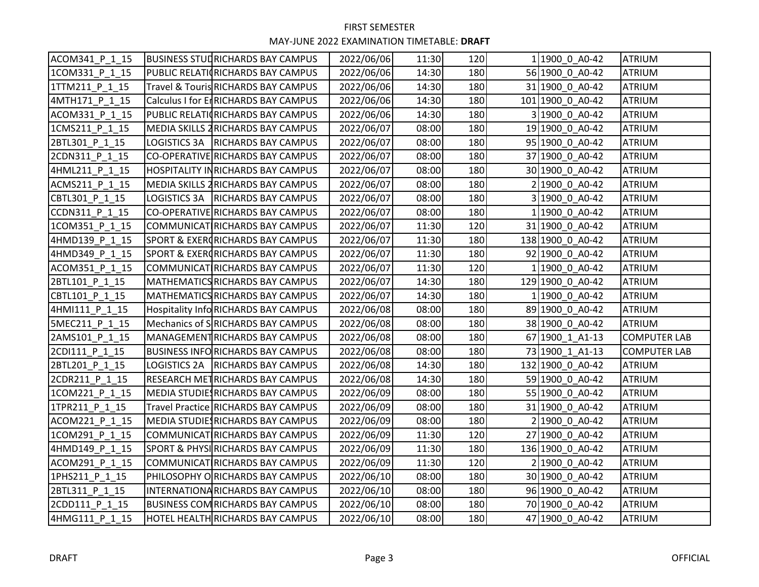FIRST SEMESTER

MAY-JUNE 2022 EXAMINATION TIMETABLE: **DRAFT**

| | | | | | | | | |
|---|---|---|---|---|---|---|---|---|
| ACOM341_P_1_15 | BUSINESS STUD | RICHARDS BAY CAMPUS | 2022/06/06 | 11:30 | 120 | 1 | 1900_0_A0-42 | ATRIUM |
| 1COM331_P_1_15 | PUBLIC RELATI( | RICHARDS BAY CAMPUS | 2022/06/06 | 14:30 | 180 | 56 | 1900_0_A0-42 | ATRIUM |
| 1TTM211_P_1_15 | Travel & Touris | RICHARDS BAY CAMPUS | 2022/06/06 | 14:30 | 180 | 31 | 1900_0_A0-42 | ATRIUM |
| 4MTH171_P_1_15 | Calculus I for Er | RICHARDS BAY CAMPUS | 2022/06/06 | 14:30 | 180 | 101 | 1900_0_A0-42 | ATRIUM |
| ACOM331_P_1_15 | PUBLIC RELATI( | RICHARDS BAY CAMPUS | 2022/06/06 | 14:30 | 180 | 3 | 1900_0_A0-42 | ATRIUM |
| 1CMS211_P_1_15 | MEDIA SKILLS 2 | RICHARDS BAY CAMPUS | 2022/06/07 | 08:00 | 180 | 19 | 1900_0_A0-42 | ATRIUM |
| 2BTL301_P_1_15 | LOGISTICS 3A | RICHARDS BAY CAMPUS | 2022/06/07 | 08:00 | 180 | 95 | 1900_0_A0-42 | ATRIUM |
| 2CDN311_P_1_15 | CO-OPERATIVE | RICHARDS BAY CAMPUS | 2022/06/07 | 08:00 | 180 | 37 | 1900_0_A0-42 | ATRIUM |
| 4HML211_P_1_15 | HOSPITALITY IN | RICHARDS BAY CAMPUS | 2022/06/07 | 08:00 | 180 | 30 | 1900_0_A0-42 | ATRIUM |
| ACMS211_P_1_15 | MEDIA SKILLS 2 | RICHARDS BAY CAMPUS | 2022/06/07 | 08:00 | 180 | 2 | 1900_0_A0-42 | ATRIUM |
| CBTL301_P_1_15 | LOGISTICS 3A | RICHARDS BAY CAMPUS | 2022/06/07 | 08:00 | 180 | 3 | 1900_0_A0-42 | ATRIUM |
| CCDN311_P_1_15 | CO-OPERATIVE | RICHARDS BAY CAMPUS | 2022/06/07 | 08:00 | 180 | 1 | 1900_0_A0-42 | ATRIUM |
| 1COM351_P_1_15 | COMMUNICATI | RICHARDS BAY CAMPUS | 2022/06/07 | 11:30 | 120 | 31 | 1900_0_A0-42 | ATRIUM |
| 4HMD139_P_1_15 | SPORT & EXER( | RICHARDS BAY CAMPUS | 2022/06/07 | 11:30 | 180 | 138 | 1900_0_A0-42 | ATRIUM |
| 4HMD349_P_1_15 | SPORT & EXER( | RICHARDS BAY CAMPUS | 2022/06/07 | 11:30 | 180 | 92 | 1900_0_A0-42 | ATRIUM |
| ACOM351_P_1_15 | COMMUNICATI | RICHARDS BAY CAMPUS | 2022/06/07 | 11:30 | 120 | 1 | 1900_0_A0-42 | ATRIUM |
| 2BTL101_P_1_15 | MATHEMATICS | RICHARDS BAY CAMPUS | 2022/06/07 | 14:30 | 180 | 129 | 1900_0_A0-42 | ATRIUM |
| CBTL101_P_1_15 | MATHEMATICS | RICHARDS BAY CAMPUS | 2022/06/07 | 14:30 | 180 | 1 | 1900_0_A0-42 | ATRIUM |
| 4HMI111_P_1_15 | Hospitality Info | RICHARDS BAY CAMPUS | 2022/06/08 | 08:00 | 180 | 89 | 1900_0_A0-42 | ATRIUM |
| 5MEC211_P_1_15 | Mechanics of S | RICHARDS BAY CAMPUS | 2022/06/08 | 08:00 | 180 | 38 | 1900_0_A0-42 | ATRIUM |
| 2AMS101_P_1_15 | MANAGEMENT | RICHARDS BAY CAMPUS | 2022/06/08 | 08:00 | 180 | 67 | 1900_1_A1-13 | COMPUTER LAB |
| 2CDI111_P_1_15 | BUSINESS INFO | RICHARDS BAY CAMPUS | 2022/06/08 | 08:00 | 180 | 73 | 1900_1_A1-13 | COMPUTER LAB |
| 2BTL201_P_1_15 | LOGISTICS 2A | RICHARDS BAY CAMPUS | 2022/06/08 | 14:30 | 180 | 132 | 1900_0_A0-42 | ATRIUM |
| 2CDR211_P_1_15 | RESEARCH MET | RICHARDS BAY CAMPUS | 2022/06/08 | 14:30 | 180 | 59 | 1900_0_A0-42 | ATRIUM |
| 1COM221_P_1_15 | MEDIA STUDIES | RICHARDS BAY CAMPUS | 2022/06/09 | 08:00 | 180 | 55 | 1900_0_A0-42 | ATRIUM |
| 1TPR211_P_1_15 | Travel Practice | RICHARDS BAY CAMPUS | 2022/06/09 | 08:00 | 180 | 31 | 1900_0_A0-42 | ATRIUM |
| ACOM221_P_1_15 | MEDIA STUDIES | RICHARDS BAY CAMPUS | 2022/06/09 | 08:00 | 180 | 2 | 1900_0_A0-42 | ATRIUM |
| 1COM291_P_1_15 | COMMUNICATI | RICHARDS BAY CAMPUS | 2022/06/09 | 11:30 | 120 | 27 | 1900_0_A0-42 | ATRIUM |
| 4HMD149_P_1_15 | SPORT & PHYSI | RICHARDS BAY CAMPUS | 2022/06/09 | 11:30 | 180 | 136 | 1900_0_A0-42 | ATRIUM |
| ACOM291_P_1_15 | COMMUNICATI | RICHARDS BAY CAMPUS | 2022/06/09 | 11:30 | 120 | 2 | 1900_0_A0-42 | ATRIUM |
| 1PHS211_P_1_15 | PHILOSOPHY O | RICHARDS BAY CAMPUS | 2022/06/10 | 08:00 | 180 | 30 | 1900_0_A0-42 | ATRIUM |
| 2BTL311_P_1_15 | INTERNATIONA | RICHARDS BAY CAMPUS | 2022/06/10 | 08:00 | 180 | 96 | 1900_0_A0-42 | ATRIUM |
| 2CDD111_P_1_15 | BUSINESS COM | RICHARDS BAY CAMPUS | 2022/06/10 | 08:00 | 180 | 70 | 1900_0_A0-42 | ATRIUM |
| 4HMG111_P_1_15 | HOTEL HEALTH | RICHARDS BAY CAMPUS | 2022/06/10 | 08:00 | 180 | 47 | 1900_0_A0-42 | ATRIUM |

DRAFT

OFFICIAL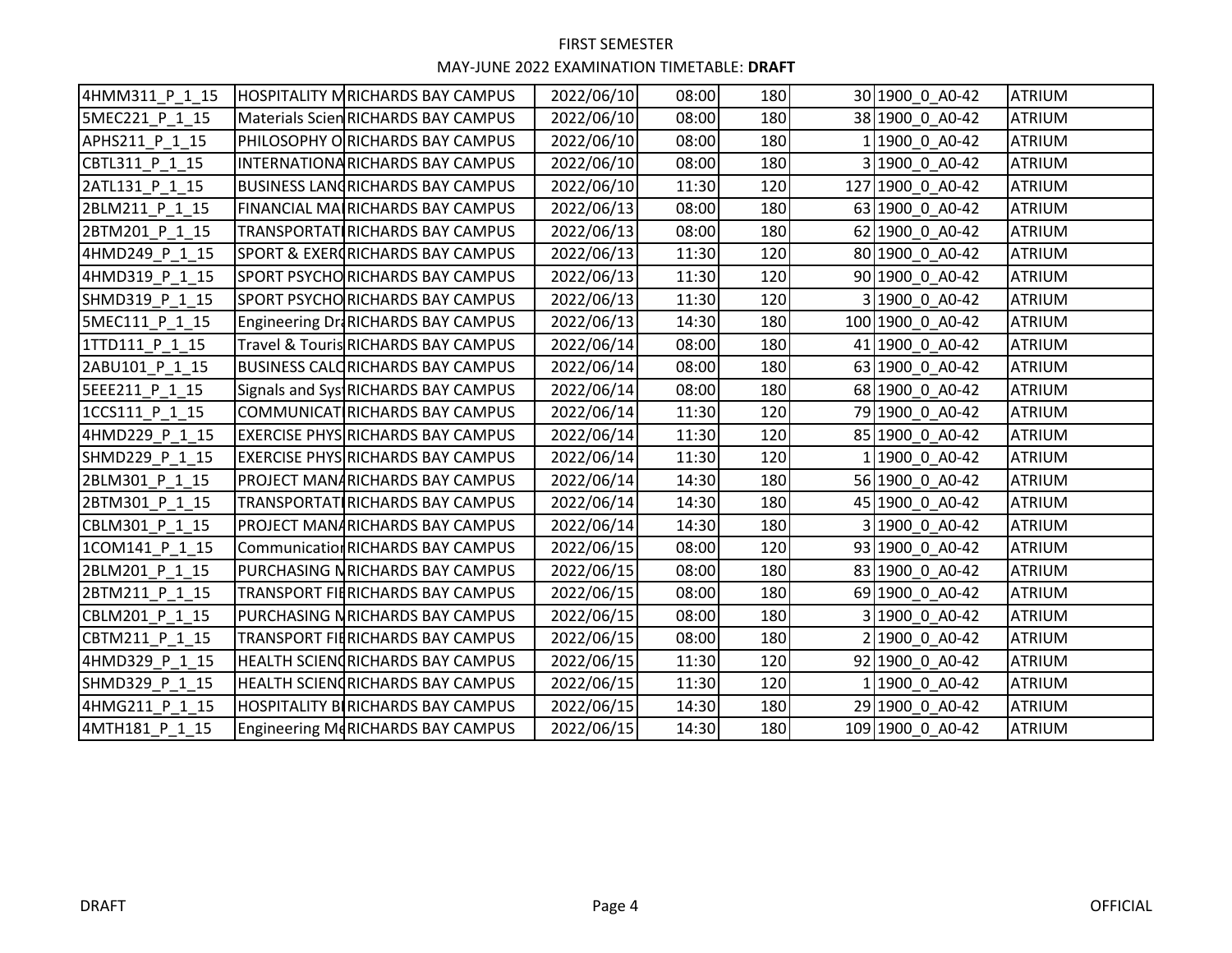FIRST SEMESTER

MAY-JUNE 2022 EXAMINATION TIMETABLE: **DRAFT**

| | | | | | | | | |
|---|---|---|---|---|---|---|---|---|
| 4HMM311_P_1_15 | HOSPITALITY M | RICHARDS BAY CAMPUS | 2022/06/10 | 08:00 | 180 | 30 | 1900_0_A0-42 | ATRIUM |
| 5MEC221_P_1_15 | Materials Scien | RICHARDS BAY CAMPUS | 2022/06/10 | 08:00 | 180 | 38 | 1900_0_A0-42 | ATRIUM |
| APHS211_P_1_15 | PHILOSOPHY O | RICHARDS BAY CAMPUS | 2022/06/10 | 08:00 | 180 | 1 | 1900_0_A0-42 | ATRIUM |
| CBTL311_P_1_15 | INTERNATIONA | RICHARDS BAY CAMPUS | 2022/06/10 | 08:00 | 180 | 3 | 1900_0_A0-42 | ATRIUM |
| 2ATL131_P_1_15 | BUSINESS LANG | RICHARDS BAY CAMPUS | 2022/06/10 | 11:30 | 120 | 127 | 1900_0_A0-42 | ATRIUM |
| 2BLM211_P_1_15 | FINANCIAL MA | RICHARDS BAY CAMPUS | 2022/06/13 | 08:00 | 180 | 63 | 1900_0_A0-42 | ATRIUM |
| 2BTM201_P_1_15 | TRANSPORTATI | RICHARDS BAY CAMPUS | 2022/06/13 | 08:00 | 180 | 62 | 1900_0_A0-42 | ATRIUM |
| 4HMD249_P_1_15 | SPORT & EXER | RICHARDS BAY CAMPUS | 2022/06/13 | 11:30 | 120 | 80 | 1900_0_A0-42 | ATRIUM |
| 4HMD319_P_1_15 | SPORT PSYCHO | RICHARDS BAY CAMPUS | 2022/06/13 | 11:30 | 120 | 90 | 1900_0_A0-42 | ATRIUM |
| SHMD319_P_1_15 | SPORT PSYCHO | RICHARDS BAY CAMPUS | 2022/06/13 | 11:30 | 120 | 3 | 1900_0_A0-42 | ATRIUM |
| 5MEC111_P_1_15 | Engineering Dr | RICHARDS BAY CAMPUS | 2022/06/13 | 14:30 | 180 | 100 | 1900_0_A0-42 | ATRIUM |
| 1TTD111_P_1_15 | Travel & Touris | RICHARDS BAY CAMPUS | 2022/06/14 | 08:00 | 180 | 41 | 1900_0_A0-42 | ATRIUM |
| 2ABU101_P_1_15 | BUSINESS CALC | RICHARDS BAY CAMPUS | 2022/06/14 | 08:00 | 180 | 63 | 1900_0_A0-42 | ATRIUM |
| 5EEE211_P_1_15 | Signals and Sys | RICHARDS BAY CAMPUS | 2022/06/14 | 08:00 | 180 | 68 | 1900_0_A0-42 | ATRIUM |
| 1CCS111_P_1_15 | COMMUNICATI | RICHARDS BAY CAMPUS | 2022/06/14 | 11:30 | 120 | 79 | 1900_0_A0-42 | ATRIUM |
| 4HMD229_P_1_15 | EXERCISE PHYS | RICHARDS BAY CAMPUS | 2022/06/14 | 11:30 | 120 | 85 | 1900_0_A0-42 | ATRIUM |
| SHMD229_P_1_15 | EXERCISE PHYS | RICHARDS BAY CAMPUS | 2022/06/14 | 11:30 | 120 | 1 | 1900_0_A0-42 | ATRIUM |
| 2BLM301_P_1_15 | PROJECT MANA | RICHARDS BAY CAMPUS | 2022/06/14 | 14:30 | 180 | 56 | 1900_0_A0-42 | ATRIUM |
| 2BTM301_P_1_15 | TRANSPORTATI | RICHARDS BAY CAMPUS | 2022/06/14 | 14:30 | 180 | 45 | 1900_0_A0-42 | ATRIUM |
| CBLM301_P_1_15 | PROJECT MANA | RICHARDS BAY CAMPUS | 2022/06/14 | 14:30 | 180 | 3 | 1900_0_A0-42 | ATRIUM |
| 1COM141_P_1_15 | Communicatio | RICHARDS BAY CAMPUS | 2022/06/15 | 08:00 | 120 | 93 | 1900_0_A0-42 | ATRIUM |
| 2BLM201_P_1_15 | PURCHASING M | RICHARDS BAY CAMPUS | 2022/06/15 | 08:00 | 180 | 83 | 1900_0_A0-42 | ATRIUM |
| 2BTM211_P_1_15 | TRANSPORT FI | RICHARDS BAY CAMPUS | 2022/06/15 | 08:00 | 180 | 69 | 1900_0_A0-42 | ATRIUM |
| CBLM201_P_1_15 | PURCHASING M | RICHARDS BAY CAMPUS | 2022/06/15 | 08:00 | 180 | 3 | 1900_0_A0-42 | ATRIUM |
| CBTM211_P_1_15 | TRANSPORT FI | RICHARDS BAY CAMPUS | 2022/06/15 | 08:00 | 180 | 2 | 1900_0_A0-42 | ATRIUM |
| 4HMD329_P_1_15 | HEALTH SCIENC | RICHARDS BAY CAMPUS | 2022/06/15 | 11:30 | 120 | 92 | 1900_0_A0-42 | ATRIUM |
| SHMD329_P_1_15 | HEALTH SCIENC | RICHARDS BAY CAMPUS | 2022/06/15 | 11:30 | 120 | 1 | 1900_0_A0-42 | ATRIUM |
| 4HMG211_P_1_15 | HOSPITALITY B | RICHARDS BAY CAMPUS | 2022/06/15 | 14:30 | 180 | 29 | 1900_0_A0-42 | ATRIUM |
| 4MTH181_P_1_15 | Engineering Me | RICHARDS BAY CAMPUS | 2022/06/15 | 14:30 | 180 | 109 | 1900_0_A0-42 | ATRIUM |

DRAFT

OFFICIAL